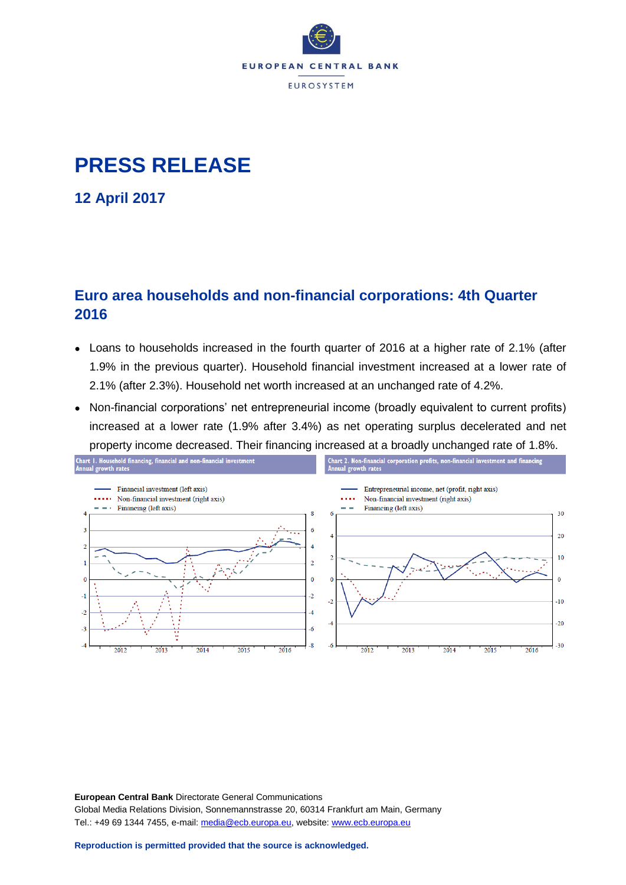EUROPEAN CENTRAL BANK

EUROSYSTEM

# PRESS RELEASE

## 12 April 2017

## Euro area households and non-financial corporations: 4th Quarter 2016

- Loans to households increased in the fourth quarter of 2016 at a higher rate of 2.1% (after 1.9% in the previous quarter). Household financial investment increased at a lower rate of 2.1% (after 2.3%). Household net worth increased at an unchanged rate of 4.2%.
- Non-financial corporations' net entrepreneurial income (broadly equivalent to current profits) increased at a lower rate (1.9% after 3.4%) as net operating surplus decelerated and net property income decreased. Their financing increased at a broadly unchanged rate of 1.8%.

**Chart 1. Household financing, financial and non-financial investment**
Annual growth rates

**Chart 2. Non-financial corporation profits, non-financial investment and financing**
Annual growth rates

**European Central Bank** Directorate General Communications
Global Media Relations Division, Sonnemannstrasse 20, 60314 Frankfurt am Main, Germany
Tel.: +49 69 1344 7455, e-mail: media@ecb.europa.eu, website: www.ecb.europa.eu

**Reproduction is permitted provided that the source is acknowledged.**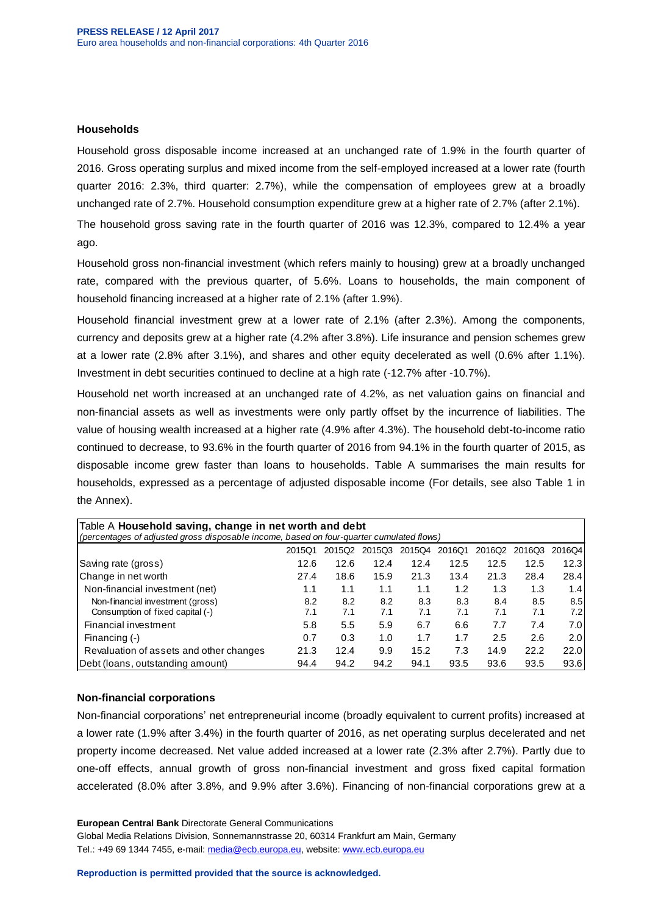## Households

Household gross disposable income increased at an unchanged rate of 1.9% in the fourth quarter of 2016. Gross operating surplus and mixed income from the self-employed increased at a lower rate (fourth quarter 2016: 2.3%, third quarter: 2.7%), while the compensation of employees grew at a broadly unchanged rate of 2.7%. Household consumption expenditure grew at a higher rate of 2.7% (after 2.1%).

The household gross saving rate in the fourth quarter of 2016 was 12.3%, compared to 12.4% a year ago.

Household gross non-financial investment (which refers mainly to housing) grew at a broadly unchanged rate, compared with the previous quarter, of 5.6%. Loans to households, the main component of household financing increased at a higher rate of 2.1% (after 1.9%).

Household financial investment grew at a lower rate of 2.1% (after 2.3%). Among the components, currency and deposits grew at a higher rate (4.2% after 3.8%). Life insurance and pension schemes grew at a lower rate (2.8% after 3.1%), and shares and other equity decelerated as well (0.6% after 1.1%). Investment in debt securities continued to decline at a high rate (-12.7% after -10.7%).

Household net worth increased at an unchanged rate of 4.2%, as net valuation gains on financial and non-financial assets as well as investments were only partly offset by the incurrence of liabilities. The value of housing wealth increased at a higher rate (4.9% after 4.3%). The household debt-to-income ratio continued to decrease, to 93.6% in the fourth quarter of 2016 from 94.1% in the fourth quarter of 2015, as disposable income grew faster than loans to households. Table A summarises the main results for households, expressed as a percentage of adjusted disposable income (For details, see also Table 1 in the Annex).

Table A **Household saving, change in net worth and debt**
*(percentages of adjusted gross disposable income, based on four-quarter cumulated flows)*

| | 2015Q1 | 2015Q2 | 2015Q3 | 2015Q4 | 2016Q1 | 2016Q2 | 2016Q3 | 2016Q4 |
|---|---|---|---|---|---|---|---|---|
| Saving rate (gross) | 12.6 | 12.6 | 12.4 | 12.4 | 12.5 | 12.5 | 12.5 | 12.3 |
| Change in net worth | 27.4 | 18.6 | 15.9 | 21.3 | 13.4 | 21.3 | 28.4 | 28.4 |
| Non-financial investment (net) | 1.1 | 1.1 | 1.1 | 1.1 | 1.2 | 1.3 | 1.3 | 1.4 |
| Non-financial investment (gross) | 8.2 | 8.2 | 8.2 | 8.3 | 8.3 | 8.4 | 8.5 | 8.5 |
| Consumption of fixed capital (-) | 7.1 | 7.1 | 7.1 | 7.1 | 7.1 | 7.1 | 7.1 | 7.2 |
| Financial investment | 5.8 | 5.5 | 5.9 | 6.7 | 6.6 | 7.7 | 7.4 | 7.0 |
| Financing (-) | 0.7 | 0.3 | 1.0 | 1.7 | 1.7 | 2.5 | 2.6 | 2.0 |
| Revaluation of assets and other changes | 21.3 | 12.4 | 9.9 | 15.2 | 7.3 | 14.9 | 22.2 | 22.0 |
| Debt (loans, outstanding amount) | 94.4 | 94.2 | 94.2 | 94.1 | 93.5 | 93.6 | 93.5 | 93.6 |

## Non-financial corporations

Non-financial corporations' net entrepreneurial income (broadly equivalent to current profits) increased at a lower rate (1.9% after 3.4%) in the fourth quarter of 2016, as net operating surplus decelerated and net property income decreased. Net value added increased at a lower rate (2.3% after 2.7%). Partly due to one-off effects, annual growth of gross non-financial investment and gross fixed capital formation accelerated (8.0% after 3.8%, and 9.9% after 3.6%). Financing of non-financial corporations grew at a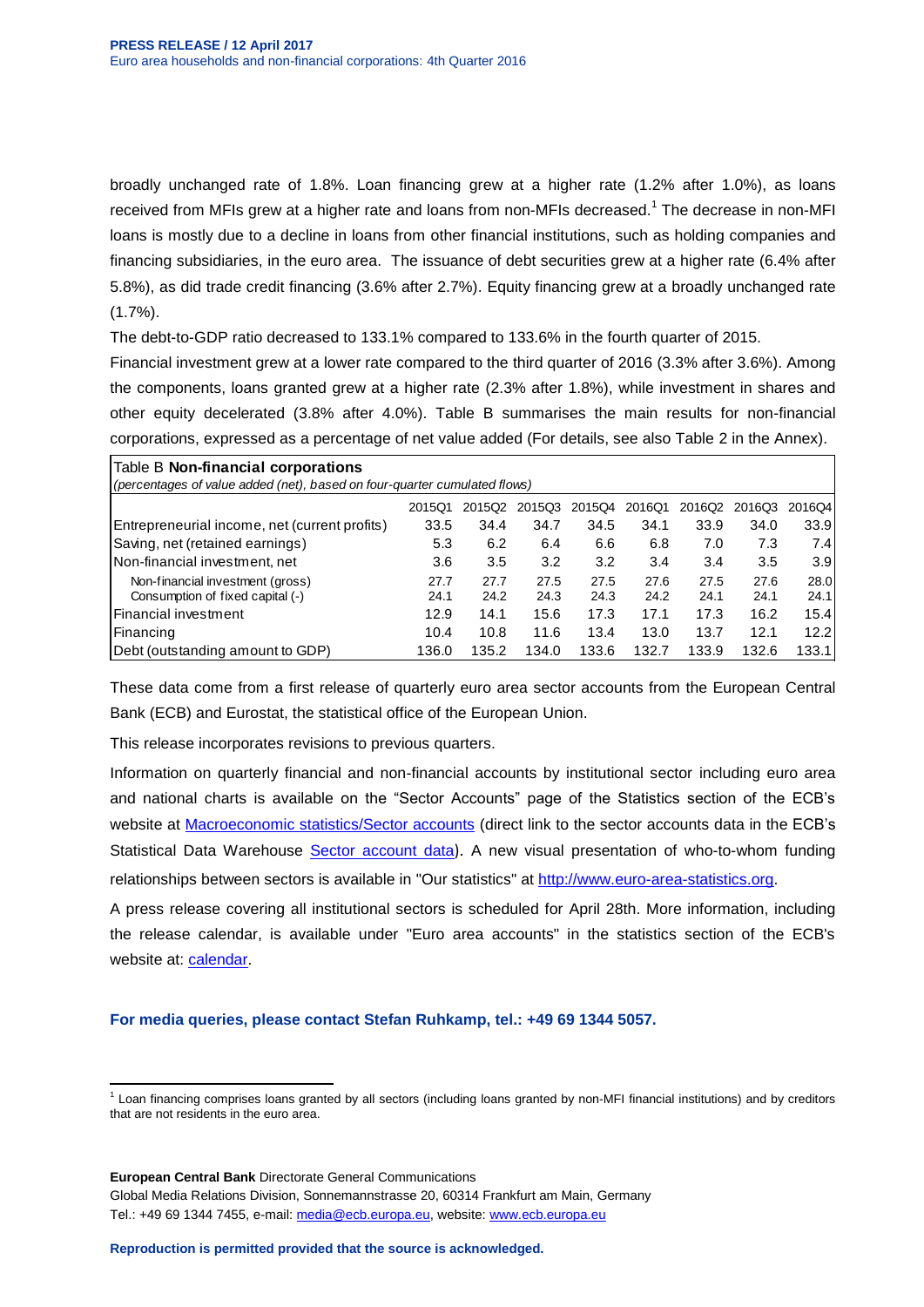broadly unchanged rate of 1.8%. Loan financing grew at a higher rate (1.2% after 1.0%), as loans received from MFIs grew at a higher rate and loans from non-MFIs decreased.[1] The decrease in non-MFI loans is mostly due to a decline in loans from other financial institutions, such as holding companies and financing subsidiaries, in the euro area. The issuance of debt securities grew at a higher rate (6.4% after 5.8%), as did trade credit financing (3.6% after 2.7%). Equity financing grew at a broadly unchanged rate (1.7%).

The debt-to-GDP ratio decreased to 133.1% compared to 133.6% in the fourth quarter of 2015.

Financial investment grew at a lower rate compared to the third quarter of 2016 (3.3% after 3.6%). Among the components, loans granted grew at a higher rate (2.3% after 1.8%), while investment in shares and other equity decelerated (3.8% after 4.0%). Table B summarises the main results for non-financial corporations, expressed as a percentage of net value added (For details, see also Table 2 in the Annex).

Table B **Non-financial corporations**
*(percentages of value added (net), based on four-quarter cumulated flows)*

| | 2015Q1 | 2015Q2 | 2015Q3 | 2015Q4 | 2016Q1 | 2016Q2 | 2016Q3 | 2016Q4 |
|---|---|---|---|---|---|---|---|---|
| Entrepreneurial income, net (current profits) | 33.5 | 34.4 | 34.7 | 34.5 | 34.1 | 33.9 | 34.0 | 33.9 |
| Saving, net (retained earnings) | 5.3 | 6.2 | 6.4 | 6.6 | 6.8 | 7.0 | 7.3 | 7.4 |
| Non-financial investment, net | 3.6 | 3.5 | 3.2 | 3.2 | 3.4 | 3.4 | 3.5 | 3.9 |
| Non-financial investment (gross) | 27.7 | 27.7 | 27.5 | 27.5 | 27.6 | 27.5 | 27.6 | 28.0 |
| Consumption of fixed capital (-) | 24.1 | 24.2 | 24.3 | 24.3 | 24.2 | 24.1 | 24.1 | 24.1 |
| Financial investment | 12.9 | 14.1 | 15.6 | 17.3 | 17.1 | 17.3 | 16.2 | 15.4 |
| Financing | 10.4 | 10.8 | 11.6 | 13.4 | 13.0 | 13.7 | 12.1 | 12.2 |
| Debt (outstanding amount to GDP) | 136.0 | 135.2 | 134.0 | 133.6 | 132.7 | 133.9 | 132.6 | 133.1 |

These data come from a first release of quarterly euro area sector accounts from the European Central Bank (ECB) and Eurostat, the statistical office of the European Union.

This release incorporates revisions to previous quarters.

Information on quarterly financial and non-financial accounts by institutional sector including euro area and national charts is available on the "Sector Accounts" page of the Statistics section of the ECB's website at [Macroeconomic statistics/Sector accounts](Macroeconomic statistics/Sector accounts) (direct link to the sector accounts data in the ECB's Statistical Data Warehouse [Sector account data](Sector account data)). A new visual presentation of who-to-whom funding relationships between sectors is available in "Our statistics" at [http://www.euro-area-statistics.org](http://www.euro-area-statistics.org).

A press release covering all institutional sectors is scheduled for April 28th. More information, including the release calendar, is available under "Euro area accounts" in the statistics section of the ECB's website at: [calendar](calendar).

**For media queries, please contact Stefan Ruhkamp, tel.: +49 69 1344 5057.**

[1] Loan financing comprises loans granted by all sectors (including loans granted by non-MFI financial institutions) and by creditors that are not residents in the euro area.

**European Central Bank** Directorate General Communications
Global Media Relations Division, Sonnemannstrasse 20, 60314 Frankfurt am Main, Germany
Tel.: +49 69 1344 7455, e-mail: [media@ecb.europa.eu](mailto:media@ecb.europa.eu), website: [www.ecb.europa.eu](www.ecb.europa.eu)

**Reproduction is permitted provided that the source is acknowledged.**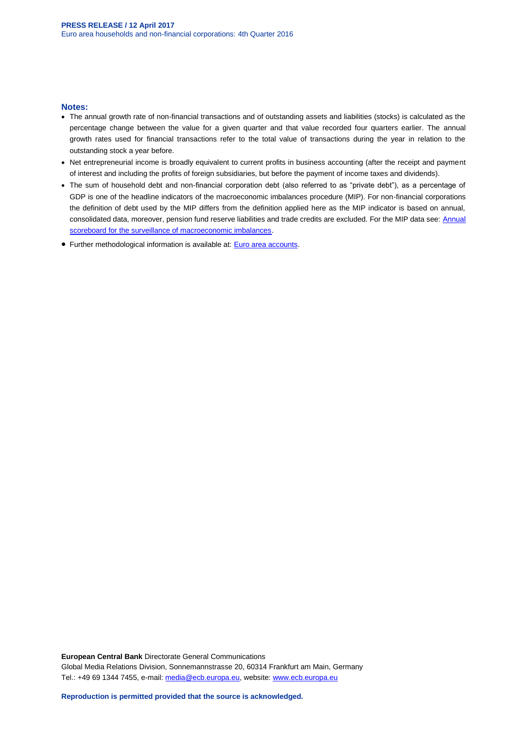**Notes:**

- The annual growth rate of non-financial transactions and of outstanding assets and liabilities (stocks) is calculated as the percentage change between the value for a given quarter and that value recorded four quarters earlier. The annual growth rates used for financial transactions refer to the total value of transactions during the year in relation to the outstanding stock a year before.
- Net entrepreneurial income is broadly equivalent to current profits in business accounting (after the receipt and payment of interest and including the profits of foreign subsidiaries, but before the payment of income taxes and dividends).
- The sum of household debt and non-financial corporation debt (also referred to as "private debt"), as a percentage of GDP is one of the headline indicators of the macroeconomic imbalances procedure (MIP). For non-financial corporations the definition of debt used by the MIP differs from the definition applied here as the MIP indicator is based on annual, consolidated data, moreover, pension fund reserve liabilities and trade credits are excluded. For the MIP data see: [Annual scoreboard for the surveillance of macroeconomic imbalances](Annual scoreboard for the surveillance of macroeconomic imbalances).
- Further methodological information is available at: [Euro area accounts](Euro area accounts).

**European Central Bank** Directorate General Communications
Global Media Relations Division, Sonnemannstrasse 20, 60314 Frankfurt am Main, Germany
Tel.: +49 69 1344 7455, e-mail: media@ecb.europa.eu, website: www.ecb.europa.eu

**Reproduction is permitted provided that the source is acknowledged.**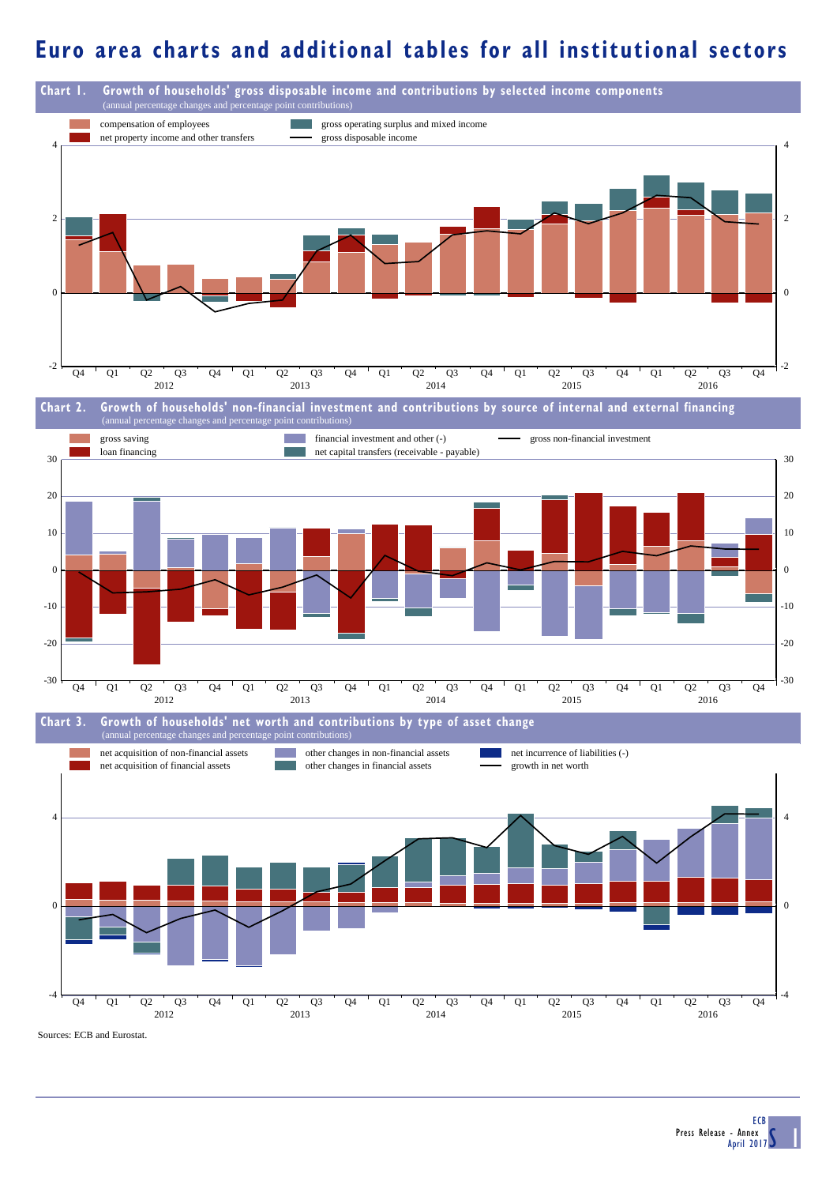# Euro area charts and additional tables for all institutional sectors

**Chart 1. Growth of households' gross disposable income and contributions by selected income components**
(annual percentage changes and percentage point contributions)

- compensation of employees
- gross operating surplus and mixed income
- net property income and other transfers
- gross disposable income

**Chart 2. Growth of households' non-financial investment and contributions by source of internal and external financing**
(annual percentage changes and percentage point contributions)

- gross saving
- financial investment and other (-)
- gross non-financial investment
- loan financing
- net capital transfers (receivable - payable)

**Chart 3. Growth of households' net worth and contributions by type of asset change**
(annual percentage changes and percentage point contributions)

- net acquisition of non-financial assets
- other changes in non-financial assets
- net incurrence of liabilities (-)
- net acquisition of financial assets
- other changes in financial assets
- growth in net worth

Sources: ECB and Eurostat.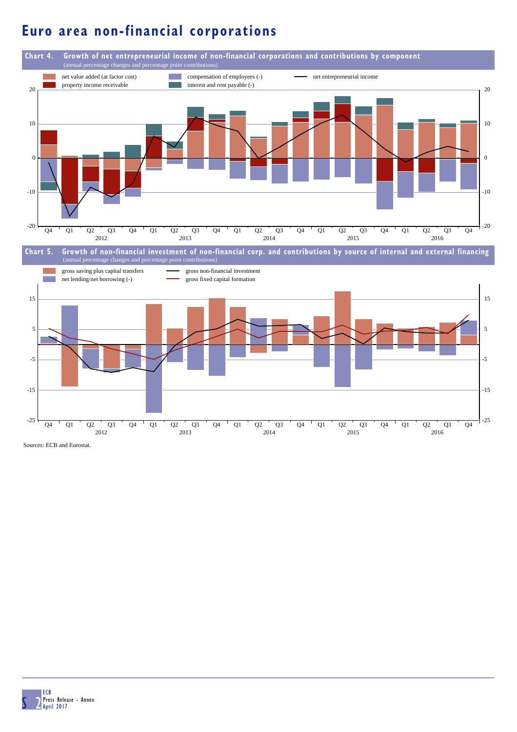# Euro area non-financial corporations

**Chart 4. Growth of net entrepreneurial income of non-financial corporations and contributions by component**
(annual percentage changes and percentage point contributions)

- net value added (at factor cost)
- property income receivable
- compensation of employees (-)
- interest and rent payable (-)
- net entrepreneurial income

**Chart 5. Growth of non-financial investment of non-financial corp. and contributions by source of internal and external financing**
(annual percentage changes and percentage point contributions)

- gross saving plus capital transfers
- net lending/net borrowing (-)
- gross non-financial investment
- gross fixed capital formation

Sources: ECB and Eurostat.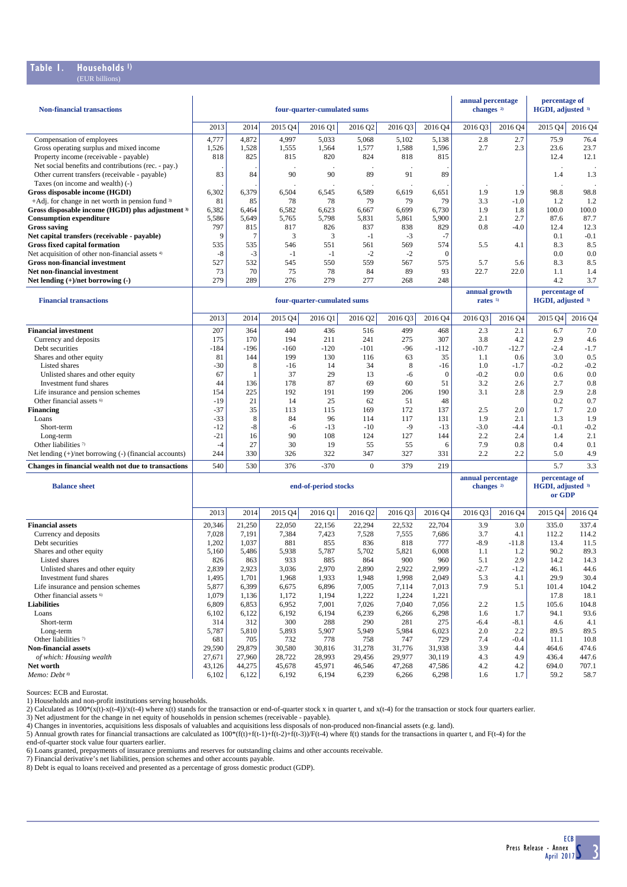## Table 1. Households [1)]
(EUR billions)

| Non-financial transactions | four-quarter-cumulated sums | | | | | | | annual percentage changes [2)] | | percentage of HGDI, adjusted [3)] | |
|---|---|---|---|---|---|---|---|---|---|---|---|
| | 2013 | 2014 | 2015 Q4 | 2016 Q1 | 2016 Q2 | 2016 Q3 | 2016 Q4 | 2016 Q3 | 2016 Q4 | 2015 Q4 | 2016 Q4 |
| Compensation of employees | 4,777 | 4,872 | 4,997 | 5,033 | 5,068 | 5,102 | 5,138 | 2.8 | 2.7 | 75.9 | 76.4 |
| Gross operating surplus and mixed income | 1,526 | 1,528 | 1,555 | 1,564 | 1,577 | 1,588 | 1,596 | 2.7 | 2.3 | 23.6 | 23.7 |
| Property income (receivable - payable) | 818 | 825 | 815 | 820 | 824 | 818 | 815 | | | 12.4 | 12.1 |
| Net social benefits and contributions (rec. - pay.) | . | . | . | . | . | . | . | | | . | . |
| Other current transfers (receivable - payable) | 83 | 84 | 90 | 90 | 89 | 91 | 89 | | | 1.4 | 1.3 |
| Taxes (on income and wealth) (-) | . | . | . | . | . | . | . | . | . | . | . |
| **Gross disposable income (HGDI)** | 6,302 | 6,379 | 6,504 | 6,545 | 6,589 | 6,619 | 6,651 | 1.9 | 1.9 | 98.8 | 98.8 |
| +Adj. for change in net worth in pension fund [3)] | 81 | 85 | 78 | 78 | 79 | 79 | 79 | 3.3 | -1.0 | 1.2 | 1.2 |
| **Gross disposable income (HGDI) plus adjustment [3)]** | 6,382 | 6,464 | 6,582 | 6,623 | 6,667 | 6,699 | 6,730 | 1.9 | 1.8 | 100.0 | 100.0 |
| **Consumption expenditure** | 5,586 | 5,649 | 5,765 | 5,798 | 5,831 | 5,861 | 5,900 | 2.1 | 2.7 | 87.6 | 87.7 |
| **Gross saving** | 797 | 815 | 817 | 826 | 837 | 838 | 829 | 0.8 | -4.0 | 12.4 | 12.3 |
| **Net capital transfers (receivable - payable)** | 9 | 7 | 3 | 3 | -1 | -3 | -7 | | | 0.1 | -0.1 |
| **Gross fixed capital formation** | 535 | 535 | 546 | 551 | 561 | 569 | 574 | 5.5 | 4.1 | 8.3 | 8.5 |
| Net acquisition of other non-financial assets [4)] | -8 | -3 | -1 | -1 | -2 | -2 | 0 | | | 0.0 | 0.0 |
| **Gross non-financial investment** | 527 | 532 | 545 | 550 | 559 | 567 | 575 | 5.7 | 5.6 | 8.3 | 8.5 |
| **Net non-financial investment** | 73 | 70 | 75 | 78 | 84 | 89 | 93 | 22.7 | 22.0 | 1.1 | 1.4 |
| **Net lending (+)/net borrowing (-)** | 279 | 289 | 276 | 279 | 277 | 268 | 248 | | | 4.2 | 3.7 |

| Financial transactions | four-quarter-cumulated sums | | | | | | | annual growth rates [5)] | | percentage of HGDI, adjusted [3)] | |
|---|---|---|---|---|---|---|---|---|---|---|---|
| | 2013 | 2014 | 2015 Q4 | 2016 Q1 | 2016 Q2 | 2016 Q3 | 2016 Q4 | 2016 Q3 | 2016 Q4 | 2015 Q4 | 2016 Q4 |
| **Financial investment** | 207 | 364 | 440 | 436 | 516 | 499 | 468 | 2.3 | 2.1 | 6.7 | 7.0 |
| Currency and deposits | 175 | 170 | 194 | 211 | 241 | 275 | 307 | 3.8 | 4.2 | 2.9 | 4.6 |
| Debt securities | -184 | -196 | -160 | -120 | -101 | -96 | -112 | -10.7 | -12.7 | -2.4 | -1.7 |
| Shares and other equity | 81 | 144 | 199 | 130 | 116 | 63 | 35 | 1.1 | 0.6 | 3.0 | 0.5 |
| Listed shares | -30 | 8 | -16 | 14 | 34 | 8 | -16 | 1.0 | -1.7 | -0.2 | -0.2 |
| Unlisted shares and other equity | 67 | 1 | 37 | 29 | 13 | -6 | 0 | -0.2 | 0.0 | 0.6 | 0.0 |
| Investment fund shares | 44 | 136 | 178 | 87 | 69 | 60 | 51 | 3.2 | 2.6 | 2.7 | 0.8 |
| Life insurance and pension schemes | 154 | 225 | 192 | 191 | 199 | 206 | 190 | 3.1 | 2.8 | 2.9 | 2.8 |
| Other financial assets [6)] | -19 | 21 | 14 | 25 | 62 | 51 | 48 | | | 0.2 | 0.7 |
| **Financing** | -37 | 35 | 113 | 115 | 169 | 172 | 137 | 2.5 | 2.0 | 1.7 | 2.0 |
| Loans | -33 | 8 | 84 | 96 | 114 | 117 | 131 | 1.9 | 2.1 | 1.3 | 1.9 |
| Short-term | -12 | -8 | -6 | -13 | -10 | -9 | -13 | -3.0 | -4.4 | -0.1 | -0.2 |
| Long-term | -21 | 16 | 90 | 108 | 124 | 127 | 144 | 2.2 | 2.4 | 1.4 | 2.1 |
| Other liabilities [7)] | -4 | 27 | 30 | 19 | 55 | 55 | 6 | 7.9 | 0.8 | 0.4 | 0.1 |
| Net lending (+)/net borrowing (-) (financial accounts) | 244 | 330 | 326 | 322 | 347 | 327 | 331 | 2.2 | 2.2 | 5.0 | 4.9 |
| **Changes in financial wealth not due to transactions** | 540 | 530 | 376 | -370 | 0 | 379 | 219 | | | 5.7 | 3.3 |

| Balance sheet | end-of-period stocks | | | | | | | annual percentage changes [2)] | | percentage of HGDI, adjusted [3)] or GDP | |
|---|---|---|---|---|---|---|---|---|---|---|---|
| | 2013 | 2014 | 2015 Q4 | 2016 Q1 | 2016 Q2 | 2016 Q3 | 2016 Q4 | 2016 Q3 | 2016 Q4 | 2015 Q4 | 2016 Q4 |
| **Financial assets** | 20,346 | 21,250 | 22,050 | 22,156 | 22,294 | 22,532 | 22,704 | 3.9 | 3.0 | 335.0 | 337.4 |
| Currency and deposits | 7,028 | 7,191 | 7,384 | 7,423 | 7,528 | 7,555 | 7,686 | 3.7 | 4.1 | 112.2 | 114.2 |
| Debt securities | 1,202 | 1,037 | 881 | 855 | 836 | 818 | 777 | -8.9 | -11.8 | 13.4 | 11.5 |
| Shares and other equity | 5,160 | 5,486 | 5,938 | 5,787 | 5,702 | 5,821 | 6,008 | 1.1 | 1.2 | 90.2 | 89.3 |
| Listed shares | 826 | 863 | 933 | 885 | 864 | 900 | 960 | 5.1 | 2.9 | 14.2 | 14.3 |
| Unlisted shares and other equity | 2,839 | 2,923 | 3,036 | 2,970 | 2,890 | 2,922 | 2,999 | -2.7 | -1.2 | 46.1 | 44.6 |
| Investment fund shares | 1,495 | 1,701 | 1,968 | 1,933 | 1,948 | 1,998 | 2,049 | 5.3 | 4.1 | 29.9 | 30.4 |
| Life insurance and pension schemes | 5,877 | 6,399 | 6,675 | 6,896 | 7,005 | 7,114 | 7,013 | 7.9 | 5.1 | 101.4 | 104.2 |
| Other financial assets [6)] | 1,079 | 1,136 | 1,172 | 1,194 | 1,222 | 1,224 | 1,221 | | | 17.8 | 18.1 |
| **Liabilities** | 6,809 | 6,853 | 6,952 | 7,001 | 7,026 | 7,040 | 7,056 | 2.2 | 1.5 | 105.6 | 104.8 |
| Loans | 6,102 | 6,122 | 6,192 | 6,194 | 6,239 | 6,266 | 6,298 | 1.6 | 1.7 | 94.1 | 93.6 |
| Short-term | 314 | 312 | 300 | 288 | 290 | 281 | 275 | -6.4 | -8.1 | 4.6 | 4.1 |
| Long-term | 5,787 | 5,810 | 5,893 | 5,907 | 5,949 | 5,984 | 6,023 | 2.0 | 2.2 | 89.5 | 89.5 |
| Other liabilities [7)] | 681 | 705 | 732 | 778 | 758 | 747 | 729 | 7.4 | -0.4 | 11.1 | 10.8 |
| **Non-financial assets** | 29,590 | 29,879 | 30,580 | 30,816 | 31,278 | 31,776 | 31,938 | 3.9 | 4.4 | 464.6 | 474.6 |
| *of which: Housing wealth* | 27,671 | 27,960 | 28,722 | 28,993 | 29,456 | 29,977 | 30,119 | 4.3 | 4.9 | 436.4 | 447.6 |
| **Net worth** | 43,126 | 44,275 | 45,678 | 45,971 | 46,546 | 47,268 | 47,586 | 4.2 | 4.2 | 694.0 | 707.1 |
| *Memo: Debt [8)]* | 6,102 | 6,122 | 6,192 | 6,194 | 6,239 | 6,266 | 6,298 | 1.6 | 1.7 | 59.2 | 58.7 |

Sources: ECB and Eurostat.

1) Households and non-profit institutions serving households.

2) Calculated as 100*(x(t)-x(t-4))/x(t-4) where x(t) stands for the transaction or end-of-quarter stock x in quarter t, and x(t-4) for the transaction or stock four quarters earlier.

3) Net adjustment for the change in net equity of households in pension schemes (receivable - payable).

4) Changes in inventories, acquisitions less disposals of valuables and acquisitions less disposals of non-produced non-financial assets (e.g. land).

5) Annual growth rates for financial transactions are calculated as 100*(f(t)+f(t-1)+f(t-2)+f(t-3))/F(t-4) where f(t) stands for the transactions in quarter t, and F(t-4) for the end-of-quarter stock value four quarters earlier.

6) Loans granted, prepayments of insurance premiums and reserves for outstanding claims and other accounts receivable.

7) Financial derivative's net liabilities, pension schemes and other accounts payable.

8) Debt is equal to loans received and presented as a percentage of gross domestic product (GDP).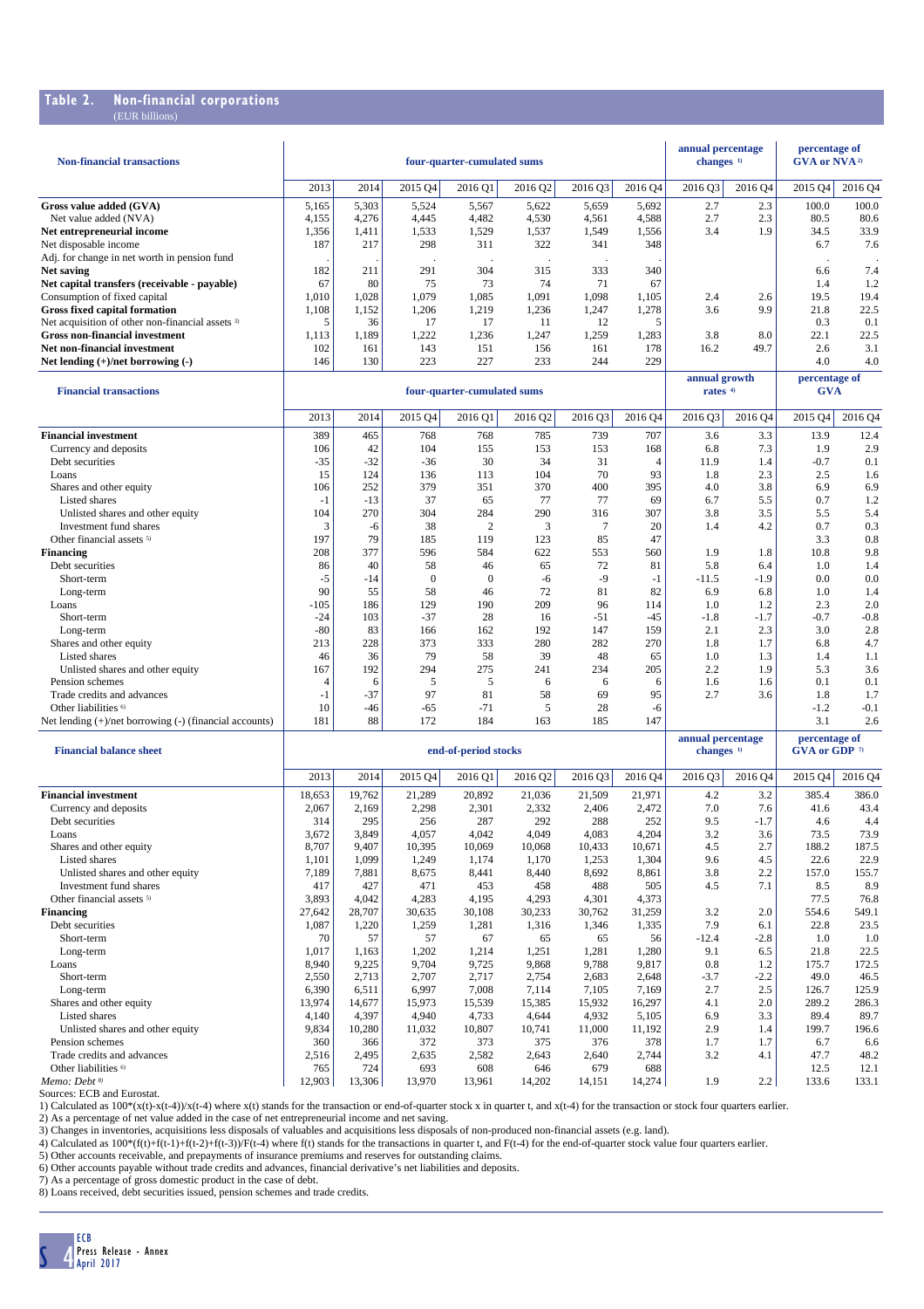## Table 2. Non-financial corporations

(EUR billions)

| Non-financial transactions | four-quarter-cumulated sums | | | | | | | annual percentage changes [1] | | percentage of GVA or NVA [2] | |
|---|---|---|---|---|---|---|---|---|---|---|---|
| | 2013 | 2014 | 2015 Q4 | 2016 Q1 | 2016 Q2 | 2016 Q3 | 2016 Q4 | 2016 Q3 | 2016 Q4 | 2015 Q4 | 2016 Q4 |
| **Gross value added (GVA)** | 5,165 | 5,303 | 5,524 | 5,567 | 5,622 | 5,659 | 5,692 | 2.7 | 2.3 | 100.0 | 100.0 |
| Net value added (NVA) | 4,155 | 4,276 | 4,445 | 4,482 | 4,530 | 4,561 | 4,588 | 2.7 | 2.3 | 80.5 | 80.6 |
| **Net entrepreneurial income** | 1,356 | 1,411 | 1,533 | 1,529 | 1,537 | 1,549 | 1,556 | 3.4 | 1.9 | 34.5 | 33.9 |
| Net disposable income | 187 | 217 | 298 | 311 | 322 | 341 | 348 | | | 6.7 | 7.6 |
| Adj. for change in net worth in pension fund | . | . | . | . | . | . | . | | | . | . |
| **Net saving** | 182 | 211 | 291 | 304 | 315 | 333 | 340 | | | 6.6 | 7.4 |
| **Net capital transfers (receivable - payable)** | 67 | 80 | 75 | 73 | 74 | 71 | 67 | | | 1.4 | 1.2 |
| Consumption of fixed capital | 1,010 | 1,028 | 1,079 | 1,085 | 1,091 | 1,098 | 1,105 | 2.4 | 2.6 | 19.5 | 19.4 |
| **Gross fixed capital formation** | 1,108 | 1,152 | 1,206 | 1,219 | 1,236 | 1,247 | 1,278 | 3.6 | 9.9 | 21.8 | 22.5 |
| Net acquisition of other non-financial assets [3] | 5 | 36 | 17 | 17 | 11 | 12 | 5 | | | 0.3 | 0.1 |
| **Gross non-financial investment** | 1,113 | 1,189 | 1,222 | 1,236 | 1,247 | 1,259 | 1,283 | 3.8 | 8.0 | 22.1 | 22.5 |
| **Net non-financial investment** | 102 | 161 | 143 | 151 | 156 | 161 | 178 | 16.2 | 49.7 | 2.6 | 3.1 |
| **Net lending (+)/net borrowing (-)** | 146 | 130 | 223 | 227 | 233 | 244 | 229 | | | 4.0 | 4.0 |

| Financial transactions | four-quarter-cumulated sums | | | | | | | annual growth rates [4] | | percentage of GVA | |
|---|---|---|---|---|---|---|---|---|---|---|---|
| | 2013 | 2014 | 2015 Q4 | 2016 Q1 | 2016 Q2 | 2016 Q3 | 2016 Q4 | 2016 Q3 | 2016 Q4 | 2015 Q4 | 2016 Q4 |
| **Financial investment** | 389 | 465 | 768 | 768 | 785 | 739 | 707 | 3.6 | 3.3 | 13.9 | 12.4 |
| Currency and deposits | 106 | 42 | 104 | 155 | 153 | 153 | 168 | 6.8 | 7.3 | 1.9 | 2.9 |
| Debt securities | -35 | -32 | -36 | 30 | 34 | 31 | 4 | 11.9 | 1.4 | -0.7 | 0.1 |
| Loans | 15 | 124 | 136 | 113 | 104 | 70 | 93 | 1.8 | 2.3 | 2.5 | 1.6 |
| Shares and other equity | 106 | 252 | 379 | 351 | 370 | 400 | 395 | 4.0 | 3.8 | 6.9 | 6.9 |
| Listed shares | -1 | -13 | 37 | 65 | 77 | 77 | 69 | 6.7 | 5.5 | 0.7 | 1.2 |
| Unlisted shares and other equity | 104 | 270 | 304 | 284 | 290 | 316 | 307 | 3.8 | 3.5 | 5.5 | 5.4 |
| Investment fund shares | 3 | -6 | 38 | 2 | 3 | 7 | 20 | 1.4 | 4.2 | 0.7 | 0.3 |
| Other financial assets [5] | 197 | 79 | 185 | 119 | 123 | 85 | 47 | | | 3.3 | 0.8 |
| **Financing** | 208 | 377 | 596 | 584 | 622 | 553 | 560 | 1.9 | 1.8 | 10.8 | 9.8 |
| Debt securities | 86 | 40 | 58 | 46 | 65 | 72 | 81 | 5.8 | 6.4 | 1.0 | 1.4 |
| Short-term | -5 | -14 | 0 | 0 | -6 | -9 | -1 | -11.5 | -1.9 | 0.0 | 0.0 |
| Long-term | 90 | 55 | 58 | 46 | 72 | 81 | 82 | 6.9 | 6.8 | 1.0 | 1.4 |
| Loans | -105 | 186 | 129 | 190 | 209 | 96 | 114 | 1.0 | 1.2 | 2.3 | 2.0 |
| Short-term | -24 | 103 | -37 | 28 | 16 | -51 | -45 | -1.8 | -1.7 | -0.7 | -0.8 |
| Long-term | -80 | 83 | 166 | 162 | 192 | 147 | 159 | 2.1 | 2.3 | 3.0 | 2.8 |
| Shares and other equity | 213 | 228 | 373 | 333 | 280 | 282 | 270 | 1.8 | 1.7 | 6.8 | 4.7 |
| Listed shares | 46 | 36 | 79 | 58 | 39 | 48 | 65 | 1.0 | 1.3 | 1.4 | 1.1 |
| Unlisted shares and other equity | 167 | 192 | 294 | 275 | 241 | 234 | 205 | 2.2 | 1.9 | 5.3 | 3.6 |
| Pension schemes | 4 | 6 | 5 | 5 | 6 | 6 | 6 | 1.6 | 1.6 | 0.1 | 0.1 |
| Trade credits and advances | -1 | -37 | 97 | 81 | 58 | 69 | 95 | 2.7 | 3.6 | 1.8 | 1.7 |
| Other liabilities [6] | 10 | -46 | -65 | -71 | 5 | 28 | -6 | | | -1.2 | -0.1 |
| Net lending (+)/net borrowing (-) (financial accounts) | 181 | 88 | 172 | 184 | 163 | 185 | 147 | | | 3.1 | 2.6 |

| Financial balance sheet | end-of-period stocks | | | | | | | annual percentage changes [1] | | percentage of GVA or GDP [7] | |
|---|---|---|---|---|---|---|---|---|---|---|---|
| | 2013 | 2014 | 2015 Q4 | 2016 Q1 | 2016 Q2 | 2016 Q3 | 2016 Q4 | 2016 Q3 | 2016 Q4 | 2015 Q4 | 2016 Q4 |
| **Financial investment** | 18,653 | 19,762 | 21,289 | 20,892 | 21,036 | 21,509 | 21,971 | 4.2 | 3.2 | 385.4 | 386.0 |
| Currency and deposits | 2,067 | 2,169 | 2,298 | 2,301 | 2,332 | 2,406 | 2,472 | 7.0 | 7.6 | 41.6 | 43.4 |
| Debt securities | 314 | 295 | 256 | 287 | 292 | 288 | 252 | 9.5 | -1.7 | 4.6 | 4.4 |
| Loans | 3,672 | 3,849 | 4,057 | 4,042 | 4,049 | 4,083 | 4,204 | 3.2 | 3.6 | 73.5 | 73.9 |
| Shares and other equity | 8,707 | 9,407 | 10,395 | 10,069 | 10,068 | 10,433 | 10,671 | 4.5 | 2.7 | 188.2 | 187.5 |
| Listed shares | 1,101 | 1,099 | 1,249 | 1,174 | 1,170 | 1,253 | 1,304 | 9.6 | 4.5 | 22.6 | 22.9 |
| Unlisted shares and other equity | 7,189 | 7,881 | 8,675 | 8,441 | 8,440 | 8,692 | 8,861 | 3.8 | 2.2 | 157.0 | 155.7 |
| Investment fund shares | 417 | 427 | 471 | 453 | 458 | 488 | 505 | 4.5 | 7.1 | 8.5 | 8.9 |
| Other financial assets [5] | 3,893 | 4,042 | 4,283 | 4,195 | 4,293 | 4,301 | 4,373 | | | 77.5 | 76.8 |
| **Financing** | 27,642 | 28,707 | 30,635 | 30,108 | 30,233 | 30,762 | 31,259 | 3.2 | 2.0 | 554.6 | 549.1 |
| Debt securities | 1,087 | 1,220 | 1,259 | 1,281 | 1,316 | 1,346 | 1,335 | 7.9 | 6.1 | 22.8 | 23.5 |
| Short-term | 70 | 57 | 57 | 67 | 65 | 65 | 56 | -12.4 | -2.8 | 1.0 | 1.0 |
| Long-term | 1,017 | 1,163 | 1,202 | 1,214 | 1,251 | 1,281 | 1,280 | 9.1 | 6.5 | 21.8 | 22.5 |
| Loans | 8,940 | 9,225 | 9,704 | 9,725 | 9,868 | 9,788 | 9,817 | 0.8 | 1.2 | 175.7 | 172.5 |
| Short-term | 2,550 | 2,713 | 2,707 | 2,717 | 2,754 | 2,683 | 2,648 | -3.7 | -2.2 | 49.0 | 46.5 |
| Long-term | 6,390 | 6,511 | 6,997 | 7,008 | 7,114 | 7,105 | 7,169 | 2.7 | 2.5 | 126.7 | 125.9 |
| Shares and other equity | 13,974 | 14,677 | 15,973 | 15,539 | 15,385 | 15,932 | 16,297 | 4.1 | 2.0 | 289.2 | 286.3 |
| Listed shares | 4,140 | 4,397 | 4,940 | 4,733 | 4,644 | 4,932 | 5,105 | 6.9 | 3.3 | 89.4 | 89.7 |
| Unlisted shares and other equity | 9,834 | 10,280 | 11,032 | 10,807 | 10,741 | 11,000 | 11,192 | 2.9 | 1.4 | 199.7 | 196.6 |
| Pension schemes | 360 | 366 | 372 | 373 | 375 | 376 | 378 | 1.7 | 1.7 | 6.7 | 6.6 |
| Trade credits and advances | 2,516 | 2,495 | 2,635 | 2,582 | 2,643 | 2,640 | 2,744 | 3.2 | 4.1 | 47.7 | 48.2 |
| Other liabilities [6] | 765 | 724 | 693 | 608 | 646 | 679 | 688 | | | 12.5 | 12.1 |
| *Memo: Debt* [8] | 12,903 | 13,306 | 13,970 | 13,961 | 14,202 | 14,151 | 14,274 | 1.9 | 2.2 | 133.6 | 133.1 |

Sources: ECB and Eurostat.

1) Calculated as 100*(x(t)-x(t-4))/x(t-4) where x(t) stands for the transaction or end-of-quarter stock x in quarter t, and x(t-4) for the transaction or stock four quarters earlier.

2) As a percentage of net value added in the case of net entrepreneurial income and net saving.

3) Changes in inventories, acquisitions less disposals of valuables and acquisitions less disposals of non-produced non-financial assets (e.g. land).

4) Calculated as 100*(f(t)+f(t-1)+f(t-2)+f(t-3))/F(t-4) where f(t) stands for the transactions in quarter t, and F(t-4) for the end-of-quarter stock value four quarters earlier.

5) Other accounts receivable, and prepayments of insurance premiums and reserves for outstanding claims.

6) Other accounts payable without trade credits and advances, financial derivative's net liabilities and deposits.

7) As a percentage of gross domestic product in the case of debt.

8) Loans received, debt securities issued, pension schemes and trade credits.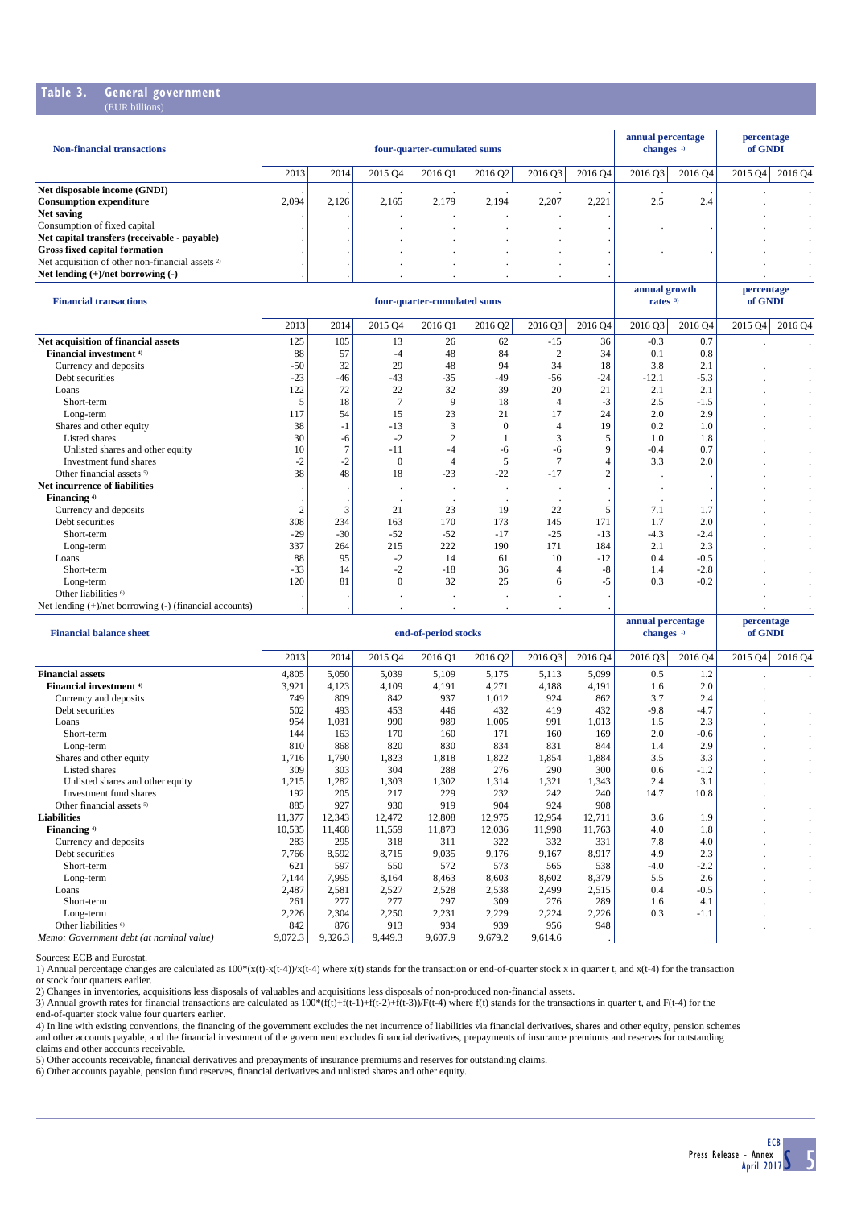## Table 3. General government

(EUR billions)

| Non-financial transactions | four-quarter-cumulated sums | | | | | | | annual percentage changes [1] | | percentage of GNDI | |
|---|---|---|---|---|---|---|---|---|---|---|---|
| | 2013 | 2014 | 2015 Q4 | 2016 Q1 | 2016 Q2 | 2016 Q3 | 2016 Q4 | 2016 Q3 | 2016 Q4 | 2015 Q4 | 2016 Q4 |
| **Net disposable income (GNDI)** | . | . | . | . | . | . | . | . | . | . | . |
| **Consumption expenditure** | 2,094 | 2,126 | 2,165 | 2,179 | 2,194 | 2,207 | 2,221 | 2.5 | 2.4 | . | . |
| **Net saving** | . | . | . | . | . | . | . | | | . | . |
| Consumption of fixed capital | . | . | . | . | . | . | . | . | . | . | . |
| **Net capital transfers (receivable - payable)** | . | . | . | . | . | . | . | | | . | . |
| **Gross fixed capital formation** | . | . | . | . | . | . | . | . | . | . | . |
| Net acquisition of other non-financial assets [2] | . | . | . | . | . | . | . | | | . | . |
| **Net lending (+)/net borrowing (-)** | . | . | . | . | . | . | . | | | . | . |
| **Financial transactions** | four-quarter-cumulated sums | | | | | | | annual growth rates [3] | | percentage of GNDI | |
| | 2013 | 2014 | 2015 Q4 | 2016 Q1 | 2016 Q2 | 2016 Q3 | 2016 Q4 | 2016 Q3 | 2016 Q4 | 2015 Q4 | 2016 Q4 |
| **Net acquisition of financial assets** | 125 | 105 | 13 | 26 | 62 | -15 | 36 | -0.3 | 0.7 | . | . |
| **Financial investment** [4] | 88 | 57 | -4 | 48 | 84 | 2 | 34 | 0.1 | 0.8 | | |
| Currency and deposits | -50 | 32 | 29 | 48 | 94 | 34 | 18 | 3.8 | 2.1 | . | . |
| Debt securities | -23 | -46 | -43 | -35 | -49 | -56 | -24 | -12.1 | -5.3 | . | . |
| Loans | 122 | 72 | 22 | 32 | 39 | 20 | 21 | 2.1 | 2.1 | . | . |
| Short-term | 5 | 18 | 7 | 9 | 18 | 4 | -3 | 2.5 | -1.5 | . | . |
| Long-term | 117 | 54 | 15 | 23 | 21 | 17 | 24 | 2.0 | 2.9 | . | . |
| Shares and other equity | 38 | -1 | -13 | 3 | 0 | 4 | 19 | 0.2 | 1.0 | . | . |
| Listed shares | 30 | -6 | -2 | 2 | 1 | 3 | 5 | 1.0 | 1.8 | . | . |
| Unlisted shares and other equity | 10 | 7 | -11 | -4 | -6 | -6 | 9 | -0.4 | 0.7 | . | . |
| Investment fund shares | -2 | -2 | 0 | 4 | 5 | 7 | 4 | 3.3 | 2.0 | . | . |
| Other financial assets [5] | 38 | 48 | 18 | -23 | -22 | -17 | 2 | . | . | . | . |
| **Net incurrence of liabilities** | . | . | . | . | . | . | . | . | . | . | . |
| **Financing** [4] | . | . | . | . | . | . | . | . | . | . | . |
| Currency and deposits | 2 | 3 | 21 | 23 | 19 | 22 | 5 | 7.1 | 1.7 | . | . |
| Debt securities | 308 | 234 | 163 | 170 | 173 | 145 | 171 | 1.7 | 2.0 | . | . |
| Short-term | -29 | -30 | -52 | -52 | -17 | -25 | -13 | -4.3 | -2.4 | . | . |
| Long-term | 337 | 264 | 215 | 222 | 190 | 171 | 184 | 2.1 | 2.3 | . | . |
| Loans | 88 | 95 | -2 | 14 | 61 | 10 | -12 | 0.4 | -0.5 | . | . |
| Short-term | -33 | 14 | -2 | -18 | 36 | 4 | -8 | 1.4 | -2.8 | . | . |
| Long-term | 120 | 81 | 0 | 32 | 25 | 6 | -5 | 0.3 | -0.2 | . | . |
| Other liabilities [6] | . | . | . | . | . | . | . | | | . | . |
| Net lending (+)/net borrowing (-) (financial accounts) | . | . | . | . | . | . | . | | | . | . |
| **Financial balance sheet** | end-of-period stocks | | | | | | | annual percentage changes [1] | | percentage of GNDI | |
| | 2013 | 2014 | 2015 Q4 | 2016 Q1 | 2016 Q2 | 2016 Q3 | 2016 Q4 | 2016 Q3 | 2016 Q4 | 2015 Q4 | 2016 Q4 |
| **Financial assets** | 4,805 | 5,050 | 5,039 | 5,109 | 5,175 | 5,113 | 5,099 | 0.5 | 1.2 | . | . |
| **Financial investment** [4] | 3,921 | 4,123 | 4,109 | 4,191 | 4,271 | 4,188 | 4,191 | 1.6 | 2.0 | . | . |
| Currency and deposits | 749 | 809 | 842 | 937 | 1,012 | 924 | 862 | 3.7 | 2.4 | . | . |
| Debt securities | 502 | 493 | 453 | 446 | 432 | 419 | 432 | -9.8 | -4.7 | . | . |
| Loans | 954 | 1,031 | 990 | 989 | 1,005 | 991 | 1,013 | 1.5 | 2.3 | . | . |
| Short-term | 144 | 163 | 170 | 160 | 171 | 160 | 169 | 2.0 | -0.6 | . | . |
| Long-term | 810 | 868 | 820 | 830 | 834 | 831 | 844 | 1.4 | 2.9 | . | . |
| Shares and other equity | 1,716 | 1,790 | 1,823 | 1,818 | 1,822 | 1,854 | 1,884 | 3.5 | 3.3 | . | . |
| Listed shares | 309 | 303 | 304 | 288 | 276 | 290 | 300 | 0.6 | -1.2 | . | . |
| Unlisted shares and other equity | 1,215 | 1,282 | 1,303 | 1,302 | 1,314 | 1,321 | 1,343 | 2.4 | 3.1 | . | . |
| Investment fund shares | 192 | 205 | 217 | 229 | 232 | 242 | 240 | 14.7 | 10.8 | . | . |
| Other financial assets [5] | 885 | 927 | 930 | 919 | 904 | 924 | 908 | | | . | . |
| **Liabilities** | 11,377 | 12,343 | 12,472 | 12,808 | 12,975 | 12,954 | 12,711 | 3.6 | 1.9 | . | . |
| **Financing** [4] | 10,535 | 11,468 | 11,559 | 11,873 | 12,036 | 11,998 | 11,763 | 4.0 | 1.8 | . | . |
| Currency and deposits | 283 | 295 | 318 | 311 | 322 | 332 | 331 | 7.8 | 4.0 | . | . |
| Debt securities | 7,766 | 8,592 | 8,715 | 9,035 | 9,176 | 9,167 | 8,917 | 4.9 | 2.3 | . | . |
| Short-term | 621 | 597 | 550 | 572 | 573 | 565 | 538 | -4.0 | -2.2 | . | . |
| Long-term | 7,144 | 7,995 | 8,164 | 8,463 | 8,603 | 8,602 | 8,379 | 5.5 | 2.6 | . | . |
| Loans | 2,487 | 2,581 | 2,527 | 2,528 | 2,538 | 2,499 | 2,515 | 0.4 | -0.5 | . | . |
| Short-term | 261 | 277 | 277 | 297 | 309 | 276 | 289 | 1.6 | 4.1 | . | . |
| Long-term | 2,226 | 2,304 | 2,250 | 2,231 | 2,229 | 2,224 | 2,226 | 0.3 | -1.1 | . | . |
| Other liabilities [6] | 842 | 876 | 913 | 934 | 939 | 956 | 948 | | | . | . |
| *Memo: Government debt (at nominal value)* | 9,072.3 | 9,326.3 | 9,449.3 | 9,607.9 | 9,679.2 | 9,614.6 | . | | | | |

Sources: ECB and Eurostat.

1) Annual percentage changes are calculated as 100*(x(t)-x(t-4))/x(t-4) where x(t) stands for the transaction or end-of-quarter stock x in quarter t, and x(t-4) for the transaction or stock four quarters earlier.

2) Changes in inventories, acquisitions less disposals of valuables and acquisitions less disposals of non-produced non-financial assets.

3) Annual growth rates for financial transactions are calculated as 100*(f(t)+f(t-1)+f(t-2)+f(t-3))/F(t-4) where f(t) stands for the transactions in quarter t, and F(t-4) for the end-of-quarter stock value four quarters earlier.

4) In line with existing conventions, the financing of the government excludes the net incurrence of liabilities via financial derivatives, shares and other equity, pension schemes and other accounts payable, and the financial investment of the government excludes financial derivatives, prepayments of insurance premiums and reserves for outstanding claims and other accounts receivable.

5) Other accounts receivable, financial derivatives and prepayments of insurance premiums and reserves for outstanding claims.

6) Other accounts payable, pension fund reserves, financial derivatives and unlisted shares and other equity.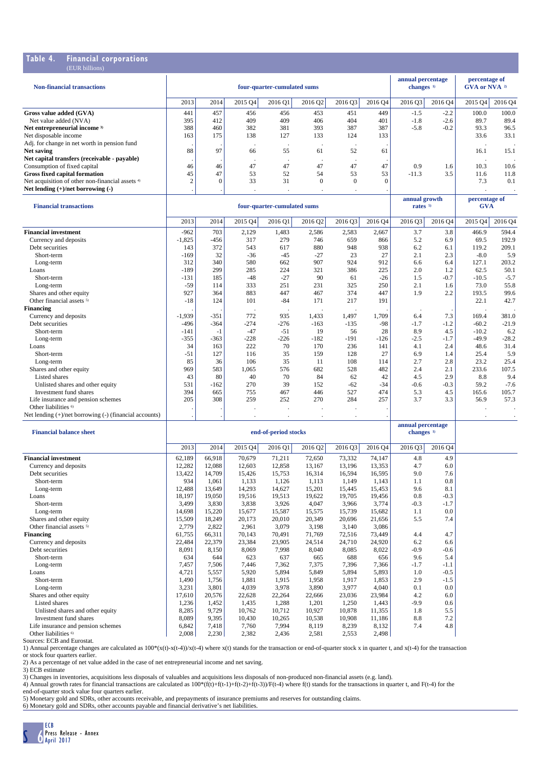## Table 4. Financial corporations

(EUR billions)

| Non-financial transactions | four-quarter-cumulated sums | | | | | | | annual percentage changes [1] | | percentage of GVA or NVA [2] | |
|---|---|---|---|---|---|---|---|---|---|---|---|
| | 2013 | 2014 | 2015 Q4 | 2016 Q1 | 2016 Q2 | 2016 Q3 | 2016 Q4 | 2016 Q3 | 2016 Q4 | 2015 Q4 | 2016 Q4 |
| **Gross value added (GVA)** | 441 | 457 | 456 | 456 | 453 | 451 | 449 | -1.5 | -2.2 | 100.0 | 100.0 |
| Net value added (NVA) | 395 | 412 | 409 | 409 | 406 | 404 | 401 | -1.8 | -2.6 | 89.7 | 89.4 |
| **Net entrepreneurial income [3]** | 388 | 460 | 382 | 381 | 393 | 387 | 387 | -5.8 | -0.2 | 93.3 | 96.5 |
| Net disposable income | 163 | 175 | 138 | 127 | 133 | 124 | 133 | | | 33.6 | 33.1 |
| Adj. for change in net worth in pension fund | . | . | . | . | . | . | . | | | . | . |
| **Net saving** | 88 | 97 | 66 | 55 | 61 | 52 | 61 | | | 16.1 | 15.1 |
| **Net capital transfers (receivable - payable)** | . | . | . | . | . | . | . | | | . | . |
| Consumption of fixed capital | 46 | 46 | 47 | 47 | 47 | 47 | 47 | 0.9 | 1.6 | 10.3 | 10.6 |
| **Gross fixed capital formation** | 45 | 47 | 53 | 52 | 54 | 53 | 53 | -11.3 | 3.5 | 11.6 | 11.8 |
| Net acquisition of other non-financial assets [4] | 2 | 0 | 33 | 31 | 0 | 0 | 0 | | | 7.3 | 0.1 |
| **Net lending (+)/net borrowing (-)** | . | . | . | . | . | . | . | | | . | . |

| Financial transactions | four-quarter-cumulated sums | | | | | | | annual growth rates [5] | | percentage of GVA | |
|---|---|---|---|---|---|---|---|---|---|---|---|
| | 2013 | 2014 | 2015 Q4 | 2016 Q1 | 2016 Q2 | 2016 Q3 | 2016 Q4 | 2016 Q3 | 2016 Q4 | 2015 Q4 | 2016 Q4 |
| **Financial investment** | -962 | 703 | 2,129 | 1,483 | 2,586 | 2,583 | 2,667 | 3.7 | 3.8 | 466.9 | 594.4 |
| Currency and deposits | -1,825 | -456 | 317 | 279 | 746 | 659 | 866 | 5.2 | 6.9 | 69.5 | 192.9 |
| Debt securities | 143 | 372 | 543 | 617 | 880 | 948 | 938 | 6.2 | 6.1 | 119.2 | 209.1 |
| Short-term | -169 | 32 | -36 | -45 | -27 | 23 | 27 | 2.1 | 2.3 | -8.0 | 5.9 |
| Long-term | 312 | 340 | 580 | 662 | 907 | 924 | 912 | 6.6 | 6.4 | 127.1 | 203.2 |
| Loans | -189 | 299 | 285 | 224 | 321 | 386 | 225 | 2.0 | 1.2 | 62.5 | 50.1 |
| Short-term | -131 | 185 | -48 | -27 | 90 | 61 | -26 | 1.5 | -0.7 | -10.5 | -5.7 |
| Long-term | -59 | 114 | 333 | 251 | 231 | 325 | 250 | 2.1 | 1.6 | 73.0 | 55.8 |
| Shares and other equity | 927 | 364 | 883 | 447 | 467 | 374 | 447 | 1.9 | 2.2 | 193.5 | 99.6 |
| Other financial assets [5] | -18 | 124 | 101 | -84 | 171 | 217 | 191 | | | 22.1 | 42.7 |
| **Financing** | . | . | . | . | . | . | . | . | . | . | . |
| Currency and deposits | -1,939 | -351 | 772 | 935 | 1,433 | 1,497 | 1,709 | 6.4 | 7.3 | 169.4 | 381.0 |
| Debt securities | -496 | -364 | -274 | -276 | -163 | -135 | -98 | -1.7 | -1.2 | -60.2 | -21.9 |
| Short-term | -141 | -1 | -47 | -51 | 19 | 56 | 28 | 8.9 | 4.5 | -10.2 | 6.2 |
| Long-term | -355 | -363 | -228 | -226 | -182 | -191 | -126 | -2.5 | -1.7 | -49.9 | -28.2 |
| Loans | 34 | 163 | 222 | 70 | 170 | 236 | 141 | 4.1 | 2.4 | 48.6 | 31.4 |
| Short-term | -51 | 127 | 116 | 35 | 159 | 128 | 27 | 6.9 | 1.4 | 25.4 | 5.9 |
| Long-term | 85 | 36 | 106 | 35 | 11 | 108 | 114 | 2.7 | 2.8 | 23.2 | 25.4 |
| Shares and other equity | 969 | 583 | 1,065 | 576 | 682 | 528 | 482 | 2.4 | 2.1 | 233.6 | 107.5 |
| Listed shares | 43 | 80 | 40 | 70 | 84 | 62 | 42 | 4.5 | 2.9 | 8.8 | 9.4 |
| Unlisted shares and other equity | 531 | -162 | 270 | 39 | 152 | -62 | -34 | -0.6 | -0.3 | 59.2 | -7.6 |
| Investment fund shares | 394 | 665 | 755 | 467 | 446 | 527 | 474 | 5.3 | 4.5 | 165.6 | 105.7 |
| Life insurance and pension schemes | 205 | 308 | 259 | 252 | 270 | 284 | 257 | 3.7 | 3.3 | 56.9 | 57.3 |
| Other liabilities [6] | . | . | . | . | . | . | . | | | . | . |
| Net lending (+)/net borrowing (-) (financial accounts) | . | . | . | . | . | . | . | | | . | . |

| Financial balance sheet | end-of-period stocks | | | | | | | annual percentage changes [1] | |
|---|---|---|---|---|---|---|---|---|---|
| | 2013 | 2014 | 2015 Q4 | 2016 Q1 | 2016 Q2 | 2016 Q3 | 2016 Q4 | 2016 Q3 | 2016 Q4 |
| **Financial investment** | 62,189 | 66,918 | 70,679 | 71,211 | 72,650 | 73,332 | 74,147 | 4.8 | 4.9 |
| Currency and deposits | 12,282 | 12,088 | 12,603 | 12,858 | 13,167 | 13,196 | 13,353 | 4.7 | 6.0 |
| Debt securities | 13,422 | 14,709 | 15,426 | 15,753 | 16,314 | 16,594 | 16,595 | 9.0 | 7.6 |
| Short-term | 934 | 1,061 | 1,133 | 1,126 | 1,113 | 1,149 | 1,143 | 1.1 | 0.8 |
| Long-term | 12,488 | 13,649 | 14,293 | 14,627 | 15,201 | 15,445 | 15,453 | 9.6 | 8.1 |
| Loans | 18,197 | 19,050 | 19,516 | 19,513 | 19,622 | 19,705 | 19,456 | 0.8 | -0.3 |
| Short-term | 3,499 | 3,830 | 3,838 | 3,926 | 4,047 | 3,966 | 3,774 | -0.3 | -1.7 |
| Long-term | 14,698 | 15,220 | 15,677 | 15,587 | 15,575 | 15,739 | 15,682 | 1.1 | 0.0 |
| Shares and other equity | 15,509 | 18,249 | 20,173 | 20,010 | 20,349 | 20,696 | 21,656 | 5.5 | 7.4 |
| Other financial assets [5] | 2,779 | 2,822 | 2,961 | 3,079 | 3,198 | 3,140 | 3,086 | | |
| **Financing** | 61,755 | 66,311 | 70,143 | 70,491 | 71,769 | 72,516 | 73,449 | 4.4 | 4.7 |
| Currency and deposits | 22,484 | 22,379 | 23,384 | 23,905 | 24,514 | 24,710 | 24,920 | 6.2 | 6.6 |
| Debt securities | 8,091 | 8,150 | 8,069 | 7,998 | 8,040 | 8,085 | 8,022 | -0.9 | -0.6 |
| Short-term | 634 | 644 | 623 | 637 | 665 | 688 | 656 | 9.6 | 5.4 |
| Long-term | 7,457 | 7,506 | 7,446 | 7,362 | 7,375 | 7,396 | 7,366 | -1.7 | -1.1 |
| Loans | 4,721 | 5,557 | 5,920 | 5,894 | 5,849 | 5,894 | 5,893 | 1.0 | -0.5 |
| Short-term | 1,490 | 1,756 | 1,881 | 1,915 | 1,958 | 1,917 | 1,853 | 2.9 | -1.5 |
| Long-term | 3,231 | 3,801 | 4,039 | 3,978 | 3,890 | 3,977 | 4,040 | 0.1 | 0.0 |
| Shares and other equity | 17,610 | 20,576 | 22,628 | 22,264 | 22,666 | 23,036 | 23,984 | 4.2 | 6.0 |
| Listed shares | 1,236 | 1,452 | 1,435 | 1,288 | 1,201 | 1,250 | 1,443 | -9.9 | 0.6 |
| Unlisted shares and other equity | 8,285 | 9,729 | 10,762 | 10,712 | 10,927 | 10,878 | 11,355 | 1.8 | 5.5 |
| Investment fund shares | 8,089 | 9,395 | 10,430 | 10,265 | 10,538 | 10,908 | 11,186 | 8.8 | 7.2 |
| Life insurance and pension schemes | 6,842 | 7,418 | 7,760 | 7,994 | 8,119 | 8,239 | 8,132 | 7.4 | 4.8 |
| Other liabilities [6] | 2,008 | 2,230 | 2,382 | 2,436 | 2,581 | 2,553 | 2,498 | | |

Sources: ECB and Eurostat.

1) Annual percentage changes are calculated as 100*(x(t)-x(t-4))/x(t-4) where x(t) stands for the transaction or end-of-quarter stock x in quarter t, and x(t-4) for the transaction or stock four quarters earlier.

2) As a percentage of net value added in the case of net entrepreneurial income and net saving.

3) ECB estimate

3) Changes in inventories, acquisitions less disposals of valuables and acquisitions less disposals of non-produced non-financial assets (e.g. land).

4) Annual growth rates for financial transactions are calculated as 100*(f(t)+f(t-1)+f(t-2)+f(t-3))/F(t-4) where f(t) stands for the transactions in quarter t, and F(t-4) for the end-of-quarter stock value four quarters earlier.

5) Monetary gold and SDRs, other accounts receivable, and prepayments of insurance premiums and reserves for outstanding claims.

6) Monetary gold and SDRs, other accounts payable and financial derivative's net liabilities.